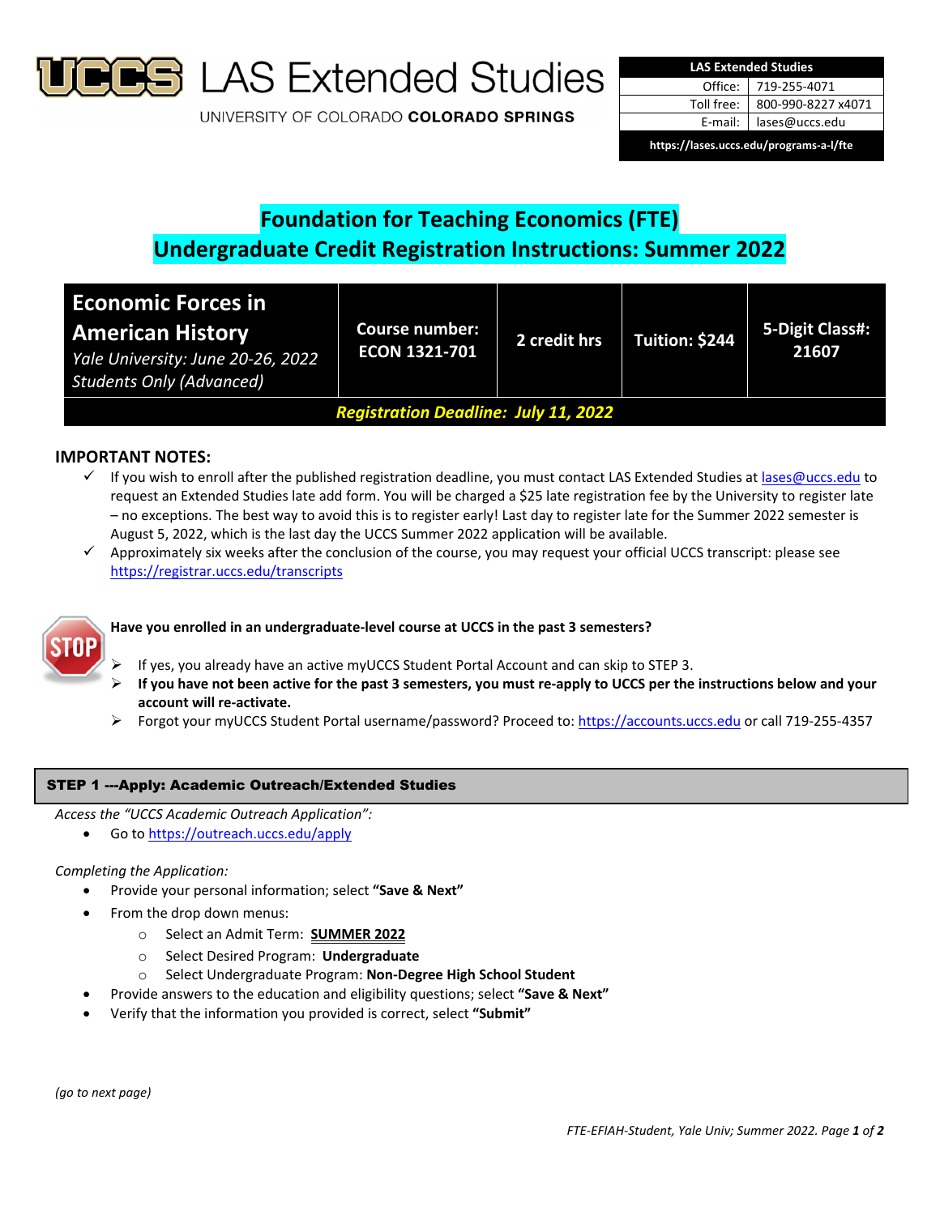# LAS Extended Studies

UNIVERSITY OF COLORADO **COLORADO SPRINGS**

| LAS Extended Studies | |
|---|---|
| Office: | 719-255-4071 |
| Toll free: | 800-990-8227 x4071 |
| E-mail: | lases@uccs.edu |
| https://lases.uccs.edu/programs-a-l/fte | |

## Foundation for Teaching Economics (FTE)
## Undergraduate Credit Registration Instructions: Summer 2022

| **Economic Forces in American History** *Yale University: June 20-26, 2022 Students Only (Advanced)* | **Course number: ECON 1321-701** | **2 credit hrs** | **Tuition: $244** | **5-Digit Class#: 21607** |
|---|---|---|---|---|
| ***Registration Deadline: July 11, 2022*** | | | | |

### IMPORTANT NOTES:

- ✓ If you wish to enroll after the published registration deadline, you must contact LAS Extended Studies at lases@uccs.edu to request an Extended Studies late add form. You will be charged a $25 late registration fee by the University to register late – no exceptions. The best way to avoid this is to register early! Last day to register late for the Summer 2022 semester is August 5, 2022, which is the last day the UCCS Summer 2022 application will be available.
- ✓ Approximately six weeks after the conclusion of the course, you may request your official UCCS transcript: please see https://registrar.uccs.edu/transcripts

STOP

**Have you enrolled in an undergraduate-level course at UCCS in the past 3 semesters?**

- If yes, you already have an active myUCCS Student Portal Account and can skip to STEP 3.
- **If you have not been active for the past 3 semesters, you must re-apply to UCCS per the instructions below and your account will re-activate.**
- Forgot your myUCCS Student Portal username/password? Proceed to: https://accounts.uccs.edu or call 719-255-4357

### STEP 1 ---Apply: Academic Outreach/Extended Studies

*Access the "UCCS Academic Outreach Application":*

- Go to https://outreach.uccs.edu/apply

*Completing the Application:*

- Provide your personal information; select **"Save & Next"**
- From the drop down menus:
  - Select an Admit Term: **SUMMER 2022**
  - Select Desired Program: **Undergraduate**
  - Select Undergraduate Program: **Non-Degree High School Student**
- Provide answers to the education and eligibility questions; select **"Save & Next"**
- Verify that the information you provided is correct, select **"Submit"**

*(go to next page)*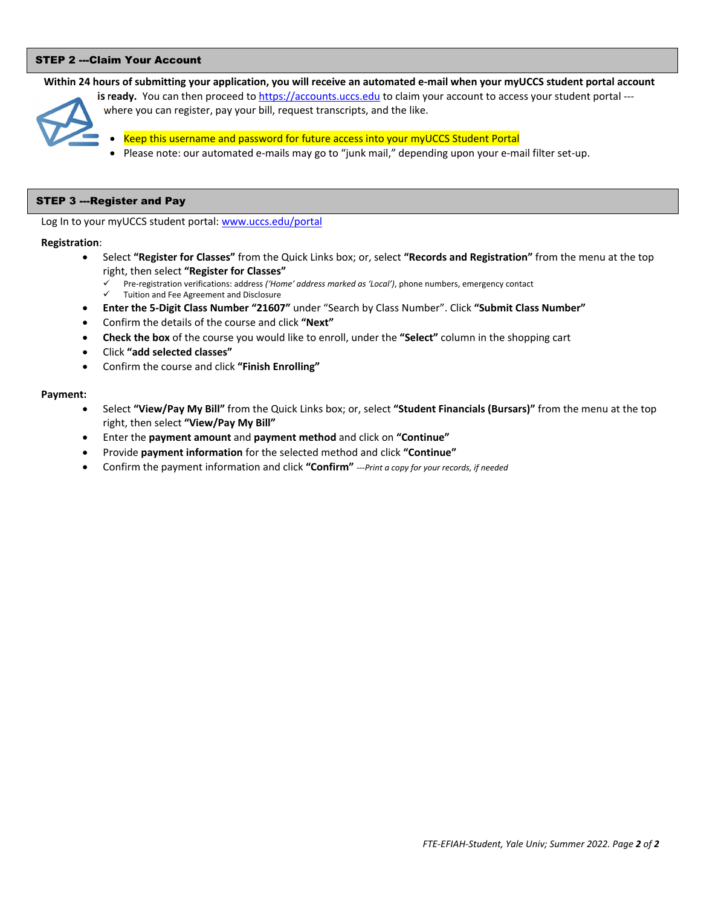## STEP 2 ---Claim Your Account

**Within 24 hours of submitting your application, you will receive an automated e-mail when your myUCCS student portal account is ready.** You can then proceed to https://accounts.uccs.edu to claim your account to access your student portal ---where you can register, pay your bill, request transcripts, and the like.

- Keep this username and password for future access into your myUCCS Student Portal
- Please note: our automated e-mails may go to "junk mail," depending upon your e-mail filter set-up.

## STEP 3 ---Register and Pay

Log In to your myUCCS student portal: www.uccs.edu/portal

**Registration**:

- Select **"Register for Classes"** from the Quick Links box; or, select **"Records and Registration"** from the menu at the top right, then select **"Register for Classes"**
  - ✓ Pre-registration verifications: address *('Home' address marked as 'Local')*, phone numbers, emergency contact
  - ✓ Tuition and Fee Agreement and Disclosure
- **Enter the 5-Digit Class Number "21607"** under "Search by Class Number". Click **"Submit Class Number"**
- Confirm the details of the course and click **"Next"**
- **Check the box** of the course you would like to enroll, under the **"Select"** column in the shopping cart
- Click **"add selected classes"**
- Confirm the course and click **"Finish Enrolling"**

**Payment:**

- Select **"View/Pay My Bill"** from the Quick Links box; or, select **"Student Financials (Bursars)"** from the menu at the top right, then select **"View/Pay My Bill"**
- Enter the **payment amount** and **payment method** and click on **"Continue"**
- Provide **payment information** for the selected method and click **"Continue"**
- Confirm the payment information and click **"Confirm"** *---Print a copy for your records, if needed*